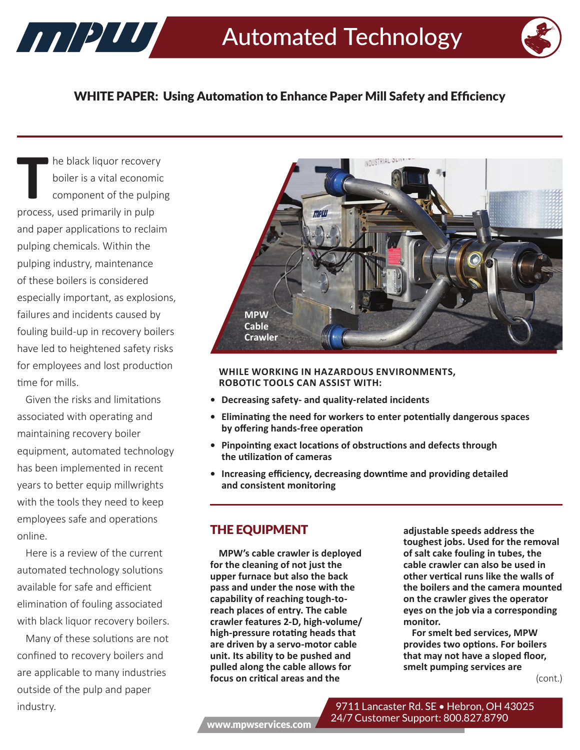# Automated Technology

## WHITE PAPER: Using Automation to Enhance Paper Mill Safety and Efficiency

The black liquor recovery boiler is a vital economic component of the pulping process, used primarily in pulp and paper applications to reclaim pulping chemicals. Within the pulping industry, maintenance of these boilers is considered especially important, as explosions, failures and incidents caused by fouling build-up in recovery boilers have led to heightened safety risks for employees and lost production time for mills.

Given the risks and limitations associated with operating and maintaining recovery boiler equipment, automated technology has been implemented in recent years to better equip millwrights with the tools they need to keep employees safe and operations online.

Here is a review of the current automated technology solutions available for safe and efficient elimination of fouling associated with black liquor recovery boilers.

Many of these solutions are not confined to recovery boilers and are applicable to many industries outside of the pulp and paper industry.

MPW Cable Crawler

**WHILE WORKING IN HAZARDOUS ENVIRONMENTS, ROBOTIC TOOLS CAN ASSIST WITH:**

- **Decreasing safety- and quality-related incidents**
- **Eliminating the need for workers to enter potentially dangerous spaces by offering hands-free operation**
- **Pinpointing exact locations of obstructions and defects through the utilization of cameras**
- **Increasing efficiency, decreasing downtime and providing detailed and consistent monitoring**

## THE EQUIPMENT

**MPW's cable crawler is deployed for the cleaning of not just the upper furnace but also the back pass and under the nose with the capability of reaching tough-to-reach places of entry. The cable crawler features 2-D, high-volume/high-pressure rotating heads that are driven by a servo-motor cable unit. Its ability to be pushed and pulled along the cable allows for focus on critical areas and the adjustable speeds address the toughest jobs. Used for the removal of salt cake fouling in tubes, the cable crawler can also be used in other vertical runs like the walls of the boilers and the camera mounted on the crawler gives the operator eyes on the job via a corresponding monitor.**

**For smelt bed services, MPW provides two options. For boilers that may not have a sloped floor, smelt pumping services are**

(cont.)

9711 Lancaster Rd. SE • Hebron, OH 43025
24/7 Customer Support: 800.827.8790
www.mpwservices.com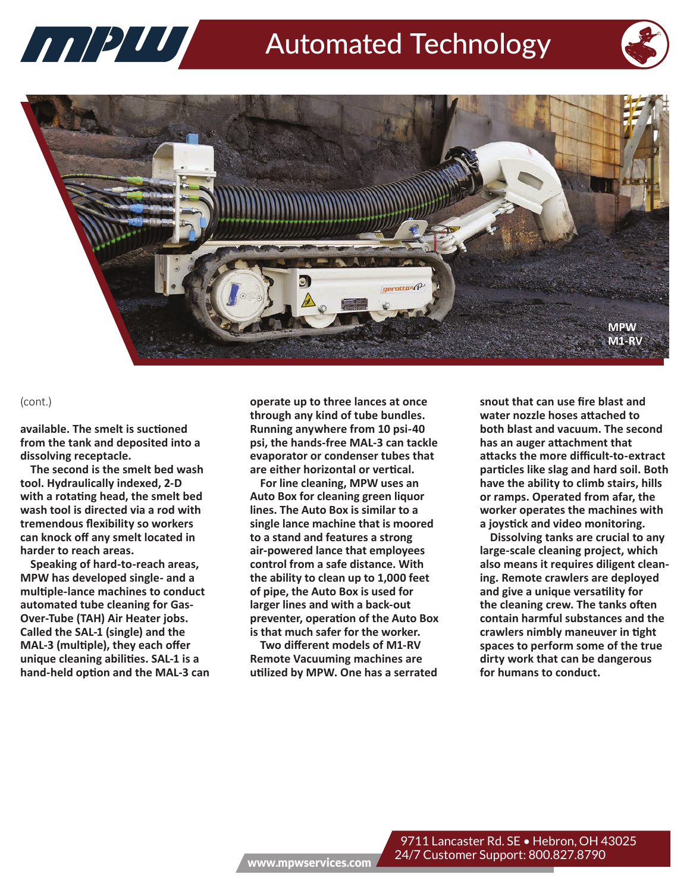(cont.)

**available. The smelt is suctioned from the tank and deposited into a dissolving receptacle.**

**The second is the smelt bed wash tool. Hydraulically indexed, 2-D with a rotating head, the smelt bed wash tool is directed via a rod with tremendous flexibility so workers can knock off any smelt located in harder to reach areas.**

**Speaking of hard-to-reach areas, MPW has developed single- and a multiple-lance machines to conduct automated tube cleaning for Gas-Over-Tube (TAH) Air Heater jobs. Called the SAL-1 (single) and the MAL-3 (multiple), they each offer unique cleaning abilities. SAL-1 is a hand-held option and the MAL-3 can operate up to three lances at once through any kind of tube bundles. Running anywhere from 10 psi-40 psi, the hands-free MAL-3 can tackle evaporator or condenser tubes that are either horizontal or vertical.**

**For line cleaning, MPW uses an Auto Box for cleaning green liquor lines. The Auto Box is similar to a single lance machine that is moored to a stand and features a strong air-powered lance that employees control from a safe distance. With the ability to clean up to 1,000 feet of pipe, the Auto Box is used for larger lines and with a back-out preventer, operation of the Auto Box is that much safer for the worker.**

**Two different models of M1-RV Remote Vacuuming machines are utilized by MPW. One has a serrated snout that can use fire blast and water nozzle hoses attached to both blast and vacuum. The second has an auger attachment that attacks the more difficult-to-extract particles like slag and hard soil. Both have the ability to climb stairs, hills or ramps. Operated from afar, the worker operates the machines with a joystick and video monitoring.**

**Dissolving tanks are crucial to any large-scale cleaning project, which also means it requires diligent cleaning. Remote crawlers are deployed and give a unique versatility for the cleaning crew. The tanks often contain harmful substances and the crawlers nimbly maneuver in tight spaces to perform some of the true dirty work that can be dangerous for humans to conduct.**